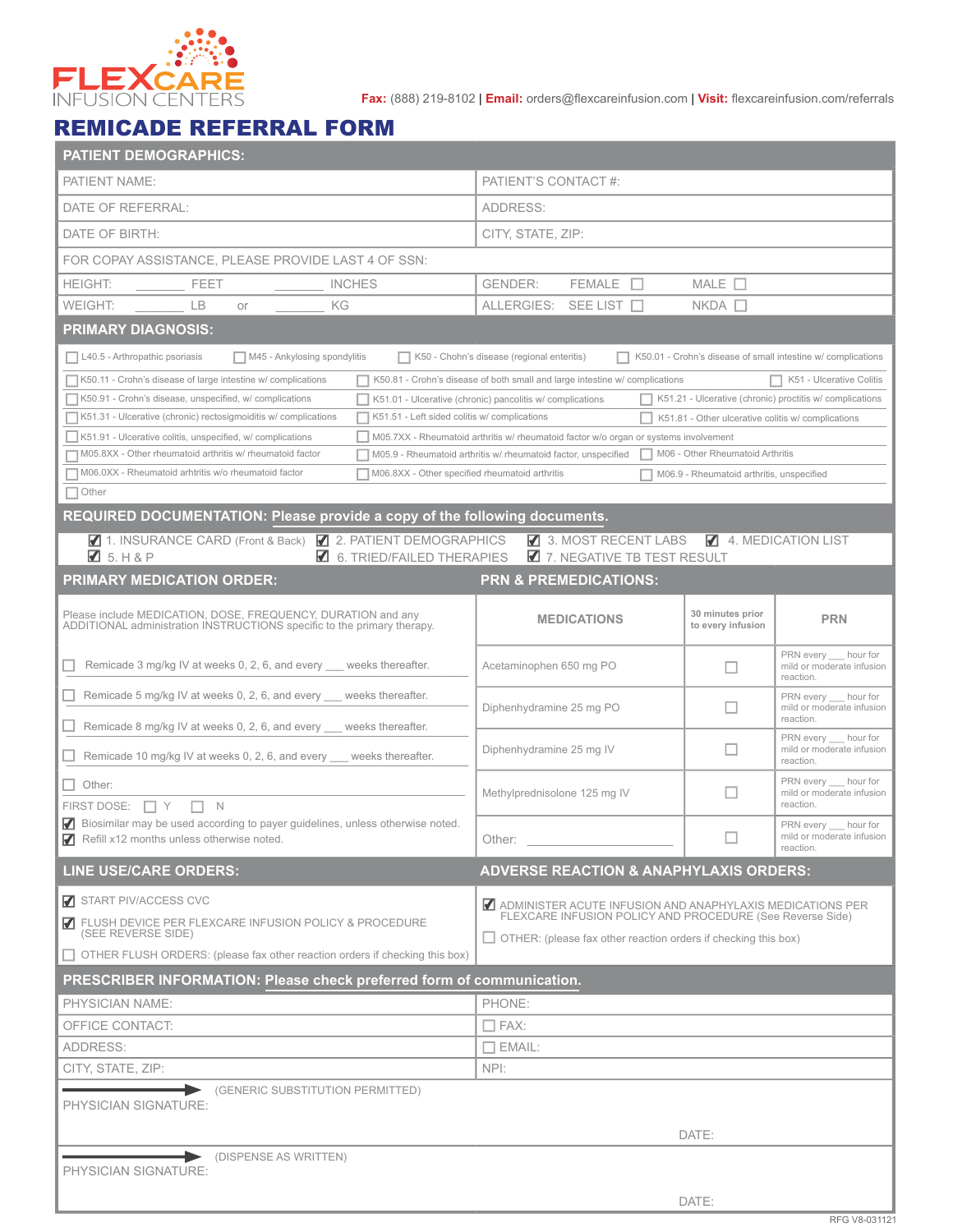FLEXCARE INFUSION CENTERS

**Fax:** (888) 219-8102 | **Email:** orders@flexcareinfusion.com | **Visit:** flexcareinfusion.com/referrals

# REMICADE REFERRAL FORM

## PATIENT DEMOGRAPHICS:

| | |
|---|---|
| PATIENT NAME: | PATIENT'S CONTACT #: |
| DATE OF REFERRAL: | ADDRESS: |
| DATE OF BIRTH: | CITY, STATE, ZIP: |
| FOR COPAY ASSISTANCE, PLEASE PROVIDE LAST 4 OF SSN: | |
| HEIGHT: _______ FEET _______ INCHES | GENDER: FEMALE ☐ MALE ☐ |
| WEIGHT: _______ LB or _______ KG | ALLERGIES: SEE LIST ☐ NKDA ☐ |

## PRIMARY DIAGNOSIS:

- ☐ L40.5 - Arthropathic psoriasis
- ☐ M45 - Ankylosing spondylitis
- ☐ K50 - Chohn's disease (regional enteritis)
- ☐ K50.01 - Crohn's disease of small intestine w/ complications
- ☐ K50.11 - Crohn's disease of large intestine w/ complications
- ☐ K50.81 - Crohn's disease of both small and large intestine w/ complications
- ☐ K51 - Ulcerative Colitis
- ☐ K50.91 - Crohn's disease, unspecified, w/ complications
- ☐ K51.01 - Ulcerative (chronic) pancolitis w/ complications
- ☐ K51.21 - Ulcerative (chronic) proctitis w/ complications
- ☐ K51.31 - Ulcerative (chronic) rectosigmoiditis w/ complications
- ☐ K51.51 - Left sided colitis w/ complications
- ☐ K51.81 - Other ulcerative colitis w/ complications
- ☐ K51.91 - Ulcerative colitis, unspecified, w/ complications
- ☐ M05.7XX - Rheumatoid arthritis w/ rheumatoid factor w/o organ or systems involvement
- ☐ M05.8XX - Other rheumatoid arthritis w/ rheumatoid factor
- ☐ M05.9 - Rheumatoid arthritis w/ rheumatoid factor, unspecified
- ☐ M06 - Other Rheumatoid Arthritis
- ☐ M06.0XX - Rheumatoid arhritis w/o rheumatoid factor
- ☐ M06.8XX - Other specified rheumatoid arthritis
- ☐ M06.9 - Rheumatoid arthritis, unspecified
- ☐ Other

## REQUIRED DOCUMENTATION: Please provide a copy of the following documents.

- ☑ 1. INSURANCE CARD (Front & Back)
- ☑ 2. PATIENT DEMOGRAPHICS
- ☑ 3. MOST RECENT LABS
- ☑ 4. MEDICATION LIST
- ☑ 5. H & P
- ☑ 6. TRIED/FAILED THERAPIES
- ☑ 7. NEGATIVE TB TEST RESULT

## PRIMARY MEDICATION ORDER:

Please include MEDICATION, DOSE, FREQUENCY, DURATION and any ADDITIONAL administration INSTRUCTIONS specific to the primary therapy.

- ☐ Remicade 3 mg/kg IV at weeks 0, 2, 6, and every ___ weeks thereafter.
- ☐ Remicade 5 mg/kg IV at weeks 0, 2, 6, and every ___ weeks thereafter.
- ☐ Remicade 8 mg/kg IV at weeks 0, 2, 6, and every ___ weeks thereafter.
- ☐ Remicade 10 mg/kg IV at weeks 0, 2, 6, and every ___ weeks thereafter.
- ☐ Other: ____________________

FIRST DOSE: ☐ Y ☐ N

- ☑ Biosimilar may be used according to payer guidelines, unless otherwise noted.
- ☑ Refill x12 months unless otherwise noted.

## PRN & PREMEDICATIONS:

| MEDICATIONS | 30 minutes prior to every infusion | PRN |
|---|---|---|
| Acetaminophen 650 mg PO | ☐ | PRN every ___ hour for mild or moderate infusion reaction. |
| Diphenhydramine 25 mg PO | ☐ | PRN every ___ hour for mild or moderate infusion reaction. |
| Diphenhydramine 25 mg IV | ☐ | PRN every ___ hour for mild or moderate infusion reaction. |
| Methylprednisolone 125 mg IV | ☐ | PRN every ___ hour for mild or moderate infusion reaction. |
| Other: ____________________ | ☐ | PRN every ___ hour for mild or moderate infusion reaction. |

## LINE USE/CARE ORDERS:

- ☑ START PIV/ACCESS CVC
- ☑ FLUSH DEVICE PER FLEXCARE INFUSION POLICY & PROCEDURE (SEE REVERSE SIDE)
- ☐ OTHER FLUSH ORDERS: (please fax other reaction orders if checking this box)

## ADVERSE REACTION & ANAPHYLAXIS ORDERS:

- ☑ ADMINISTER ACUTE INFUSION AND ANAPHYLAXIS MEDICATIONS PER FLEXCARE INFUSION POLICY AND PROCEDURE (See Reverse Side)
- ☐ OTHER: (please fax other reaction orders if checking this box)

## PRESCRIBER INFORMATION: Please check preferred form of communication.

| | |
|---|---|
| PHYSICIAN NAME: | PHONE: |
| OFFICE CONTACT: | ☐ FAX: |
| ADDRESS: | ☐ EMAIL: |
| CITY, STATE, ZIP: | NPI: |

PHYSICIAN SIGNATURE: ➞ (GENERIC SUBSTITUTION PERMITTED) DATE:

PHYSICIAN SIGNATURE: ➞ (DISPENSE AS WRITTEN) DATE:

RFG V8-031121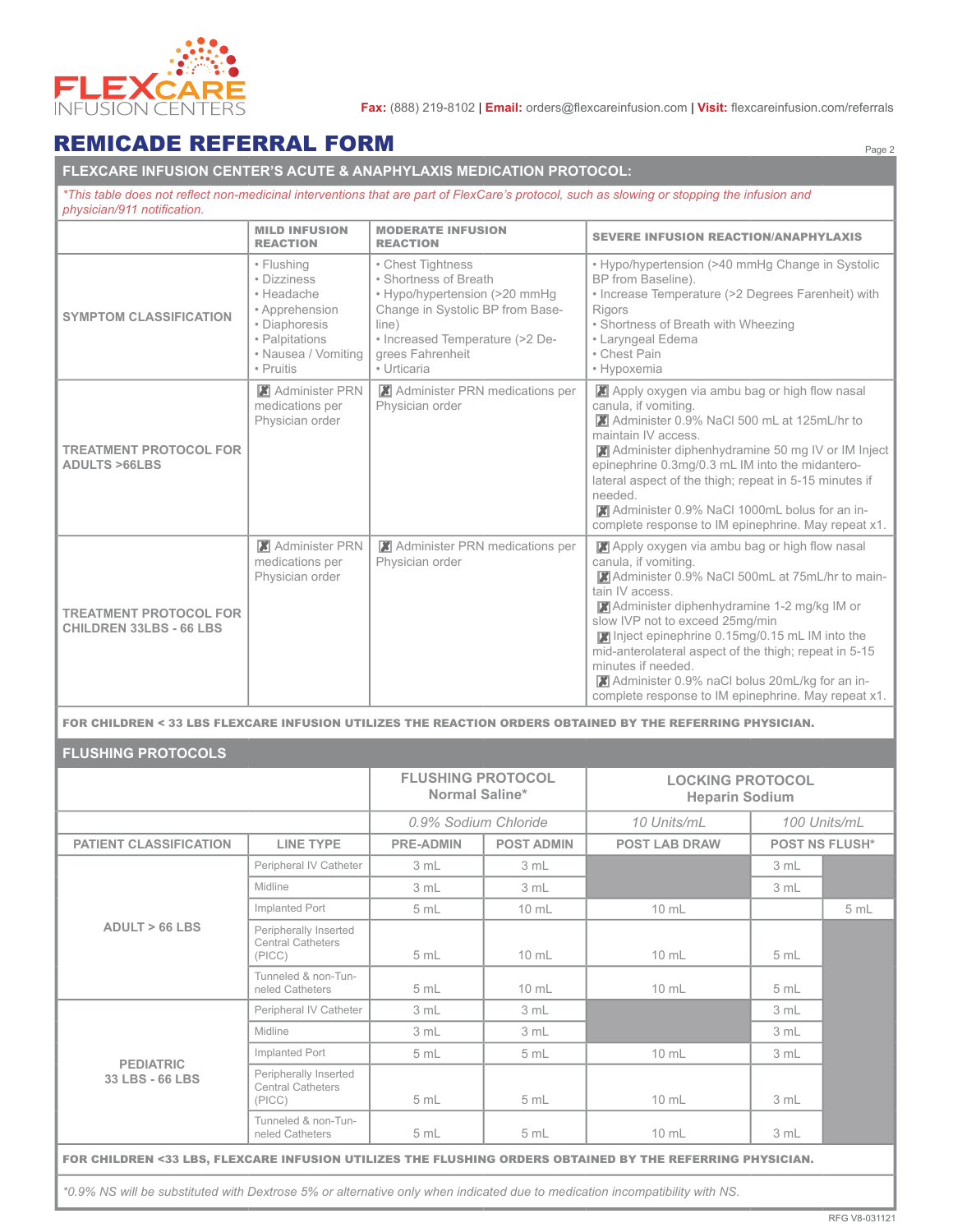# REMICADE REFERRAL FORM

## FLEXCARE INFUSION CENTER'S ACUTE & ANAPHYLAXIS MEDICATION PROTOCOL:

*\*This table does not reflect non-medicinal interventions that are part of FlexCare's protocol, such as slowing or stopping the infusion and physician/911 notification.*

| | MILD INFUSION REACTION | MODERATE INFUSION REACTION | SEVERE INFUSION REACTION/ANAPHYLAXIS |
|---|---|---|---|
| **SYMPTOM CLASSIFICATION** | • Flushing<br>• Dizziness<br>• Headache<br>• Apprehension<br>• Diaphoresis<br>• Palpitations<br>• Nausea / Vomiting<br>• Pruitis | • Chest Tightness<br>• Shortness of Breath<br>• Hypo/hypertension (>20 mmHg Change in Systolic BP from Baseline)<br>• Increased Temperature (>2 Degrees Fahrenheit)<br>• Urticaria | • Hypo/hypertension (>40 mmHg Change in Systolic BP from Baseline).<br>• Increase Temperature (>2 Degrees Farenheit) with Rigors<br>• Shortness of Breath with Wheezing<br>• Laryngeal Edema<br>• Chest Pain<br>• Hypoxemia |
| **TREATMENT PROTOCOL FOR ADULTS >66LBS** | ☒ Administer PRN medications per Physician order | ☒ Administer PRN medications per Physician order | ☒ Apply oxygen via ambu bag or high flow nasal canula, if vomiting.<br>☒ Administer 0.9% NaCl 500 mL at 125mL/hr to maintain IV access.<br>☒ Administer diphenhydramine 50 mg IV or IM Inject epinephrine 0.3mg/0.3 mL IM into the midantero-lateral aspect of the thigh; repeat in 5-15 minutes if needed.<br>☒ Administer 0.9% NaCl 1000mL bolus for an incomplete response to IM epinephrine. May repeat x1. |
| **TREATMENT PROTOCOL FOR CHILDREN 33LBS - 66 LBS** | ☒ Administer PRN medications per Physician order | ☒ Administer PRN medications per Physician order | ☒ Apply oxygen via ambu bag or high flow nasal canula, if vomiting.<br>☒ Administer 0.9% NaCl 500mL at 75mL/hr to maintain IV access.<br>☒ Administer diphenhydramine 1-2 mg/kg IM or slow IVP not to exceed 25mg/min<br>☒ Inject epinephrine 0.15mg/0.15 mL IM into the mid-anterolateral aspect of the thigh; repeat in 5-15 minutes if needed.<br>☒ Administer 0.9% naCl bolus 20mL/kg for an incomplete response to IM epinephrine. May repeat x1. |

**FOR CHILDREN < 33 LBS FLEXCARE INFUSION UTILIZES THE REACTION ORDERS OBTAINED BY THE REFERRING PHYSICIAN.**

## FLUSHING PROTOCOLS

| | | FLUSHING PROTOCOL Normal Saline* | | LOCKING PROTOCOL Heparin Sodium | | |
|---|---|---|---|---|---|---|
| | | *0.9% Sodium Chloride* | | *10 Units/mL* | *100 Units/mL* | |
| **PATIENT CLASSIFICATION** | **LINE TYPE** | **PRE-ADMIN** | **POST ADMIN** | **POST LAB DRAW** | **POST NS FLUSH\*** | |
| **ADULT > 66 LBS** | Peripheral IV Catheter | 3 mL | 3 mL | | 3 mL | |
| | Midline | 3 mL | 3 mL | | 3 mL | |
| | Implanted Port | 5 mL | 10 mL | 10 mL | | 5 mL |
| | Peripherally Inserted Central Catheters (PICC) | 5 mL | 10 mL | 10 mL | 5 mL | |
| | Tunneled & non-Tunneled Catheters | 5 mL | 10 mL | 10 mL | 5 mL | |
| **PEDIATRIC 33 LBS - 66 LBS** | Peripheral IV Catheter | 3 mL | 3 mL | | 3 mL | |
| | Midline | 3 mL | 3 mL | | 3 mL | |
| | Implanted Port | 5 mL | 5 mL | 10 mL | 3 mL | |
| | Peripherally Inserted Central Catheters (PICC) | 5 mL | 5 mL | 10 mL | 3 mL | |
| | Tunneled & non-Tunneled Catheters | 5 mL | 5 mL | 10 mL | 3 mL | |

**FOR CHILDREN <33 LBS, FLEXCARE INFUSION UTILIZES THE FLUSHING ORDERS OBTAINED BY THE REFERRING PHYSICIAN.**

*\*0.9% NS will be substituted with Dextrose 5% or alternative only when indicated due to medication incompatibility with NS.*